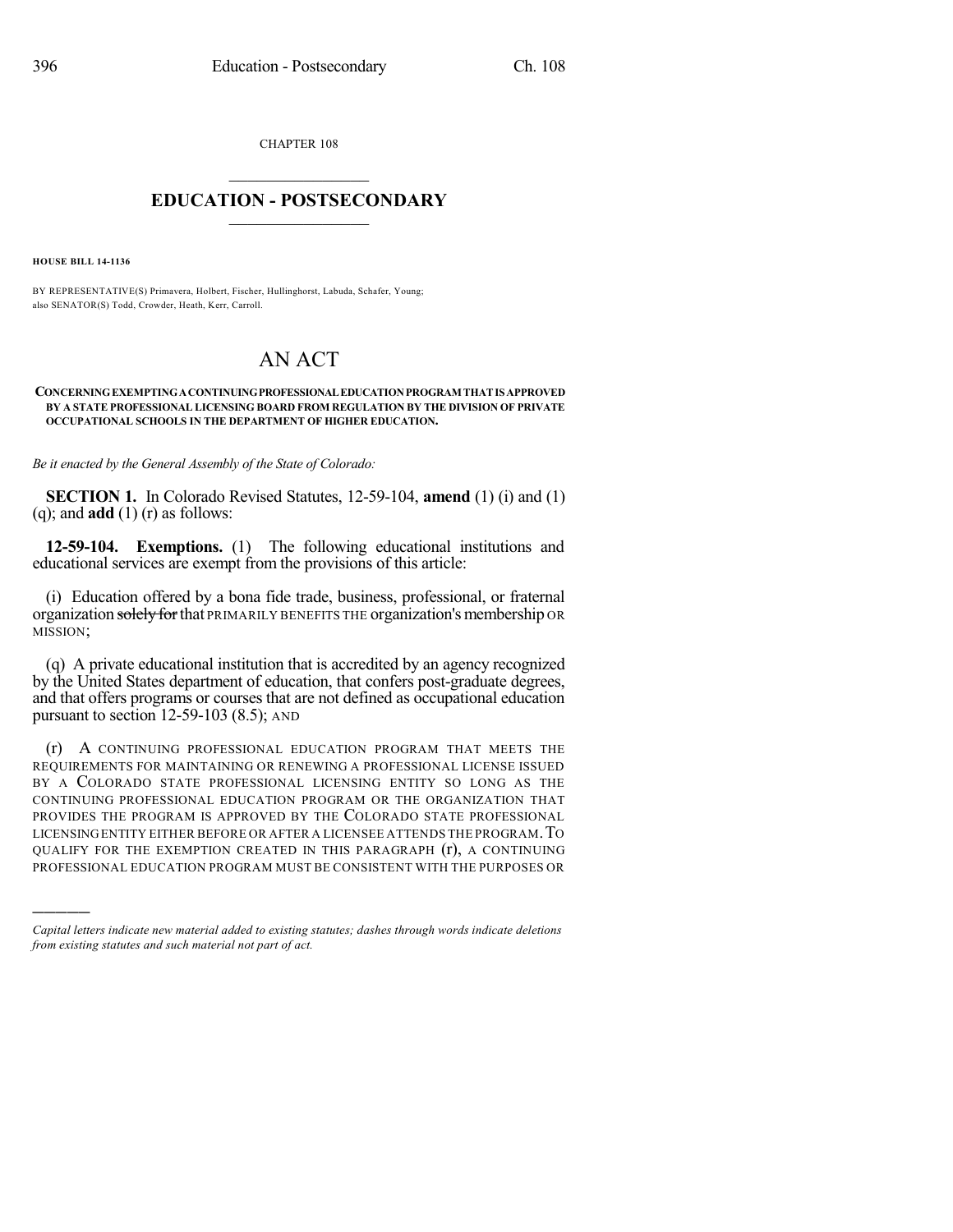CHAPTER 108

# EDUCATION - POSTSECONDARY

**HOUSE BILL 14-1136**

BY REPRESENTATIVE(S) Primavera, Holbert, Fischer, Hullinghorst, Labuda, Schafer, Young; also SENATOR(S) Todd, Crowder, Heath, Kerr, Carroll.

# AN ACT

**CONCERNING EXEMPTING A CONTINUING PROFESSIONAL EDUCATION PROGRAM THAT IS APPROVED BY A STATE PROFESSIONAL LICENSING BOARD FROM REGULATION BY THE DIVISION OF PRIVATE OCCUPATIONAL SCHOOLS IN THE DEPARTMENT OF HIGHER EDUCATION.**

*Be it enacted by the General Assembly of the State of Colorado:*

**SECTION 1.** In Colorado Revised Statutes, 12-59-104, **amend** (1) (i) and (1) (q); and **add** (1) (r) as follows:

**12-59-104. Exemptions.** (1) The following educational institutions and educational services are exempt from the provisions of this article:

(i) Education offered by a bona fide trade, business, professional, or fraternal organization ~~solely for~~ that PRIMARILY BENEFITS THE organization's membership OR MISSION;

(q) A private educational institution that is accredited by an agency recognized by the United States department of education, that confers post-graduate degrees, and that offers programs or courses that are not defined as occupational education pursuant to section 12-59-103 (8.5); AND

(r) A CONTINUING PROFESSIONAL EDUCATION PROGRAM THAT MEETS THE REQUIREMENTS FOR MAINTAINING OR RENEWING A PROFESSIONAL LICENSE ISSUED BY A COLORADO STATE PROFESSIONAL LICENSING ENTITY SO LONG AS THE CONTINUING PROFESSIONAL EDUCATION PROGRAM OR THE ORGANIZATION THAT PROVIDES THE PROGRAM IS APPROVED BY THE COLORADO STATE PROFESSIONAL LICENSING ENTITY EITHER BEFORE OR AFTER A LICENSEE ATTENDS THE PROGRAM. TO QUALIFY FOR THE EXEMPTION CREATED IN THIS PARAGRAPH (r), A CONTINUING PROFESSIONAL EDUCATION PROGRAM MUST BE CONSISTENT WITH THE PURPOSES OR

---

*Capital letters indicate new material added to existing statutes; dashes through words indicate deletions from existing statutes and such material not part of act.*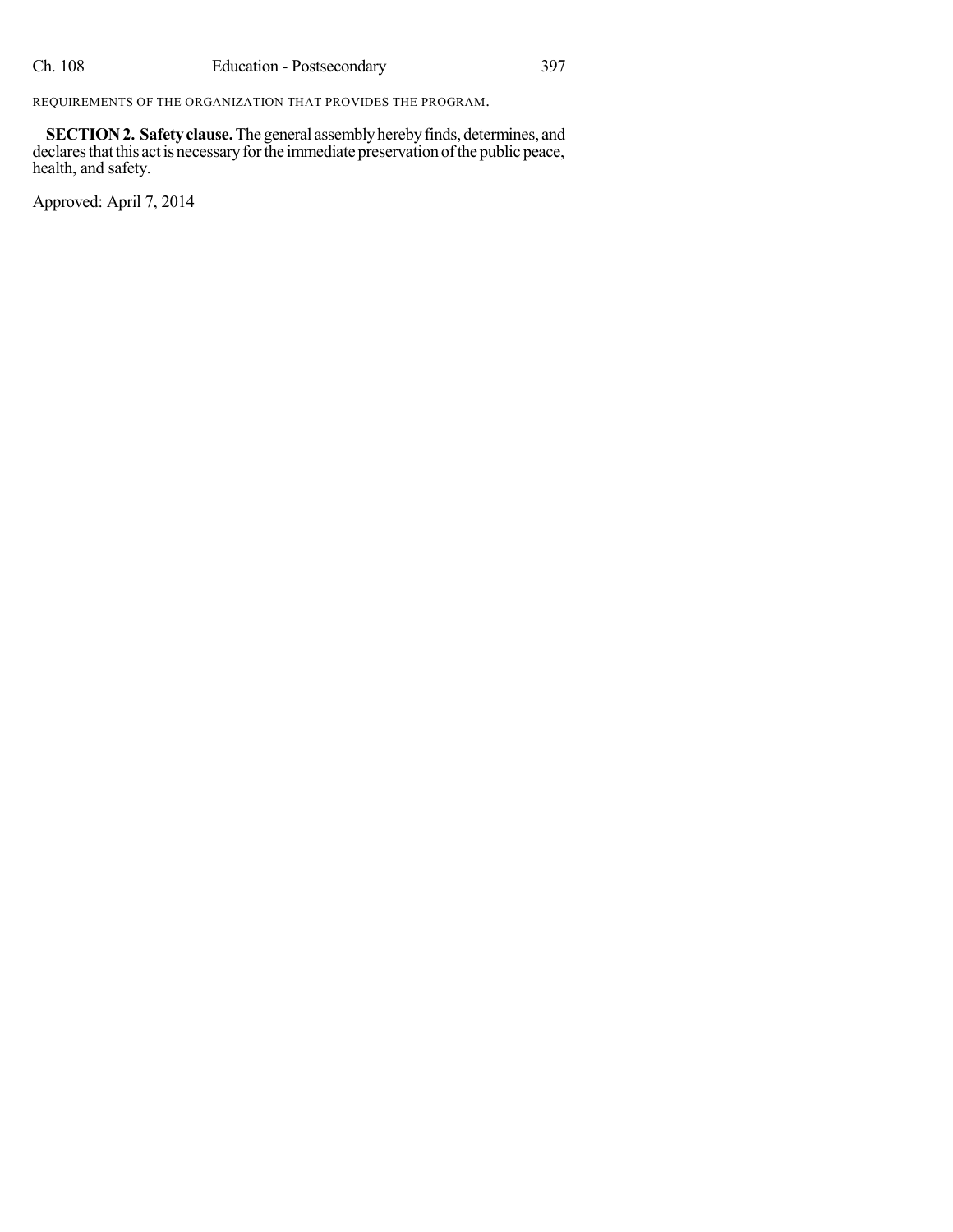REQUIREMENTS OF THE ORGANIZATION THAT PROVIDES THE PROGRAM.

**SECTION 2. Safety clause.** The general assembly hereby finds, determines, and declares that this act is necessary for the immediate preservation of the public peace, health, and safety.

Approved: April 7, 2014